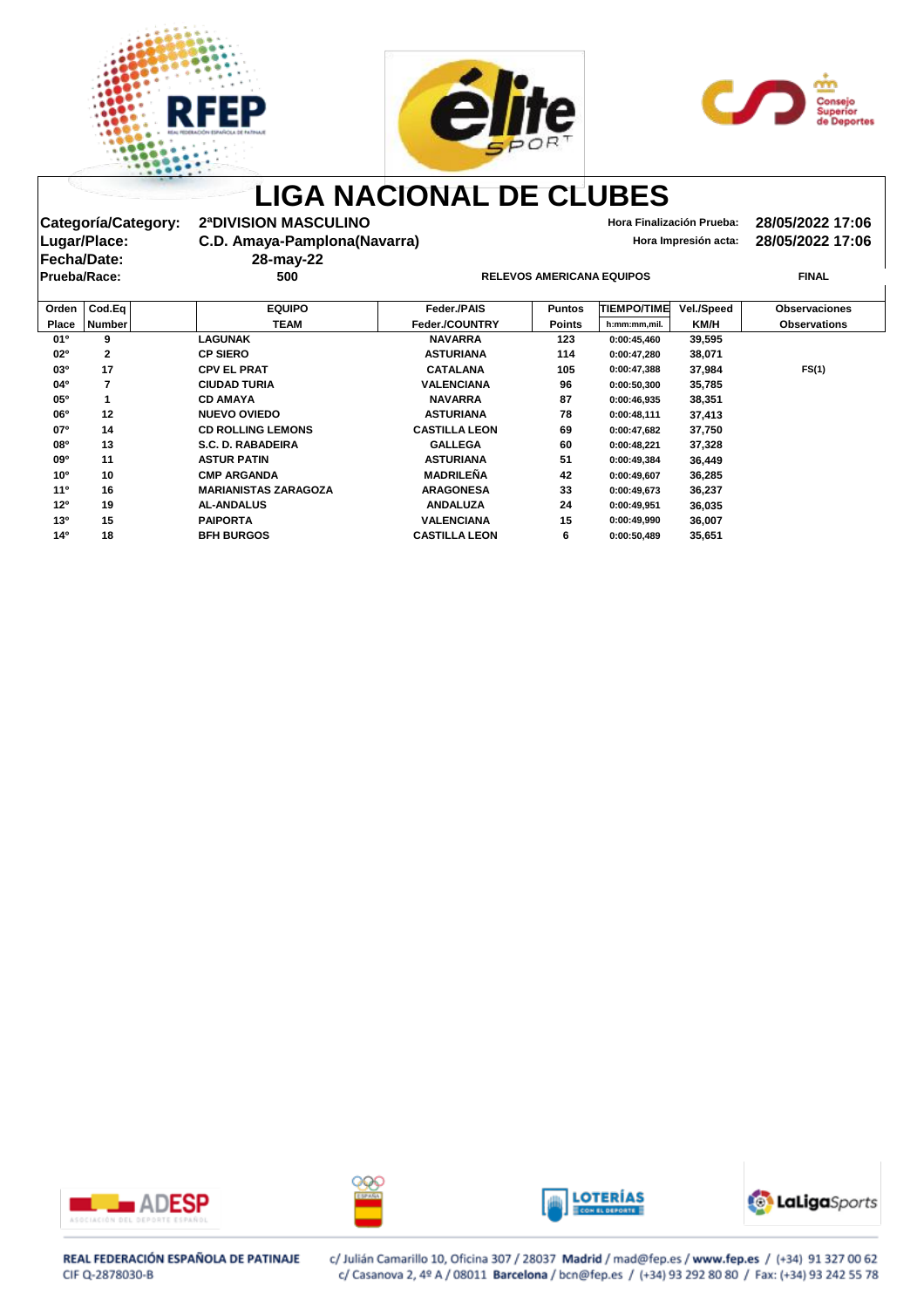# LIGA NACIONAL DE CLUBES

**Categoría/Category:** 2ªDIVISION MASCULINO
**Lugar/Place:** C.D. Amaya-Pamplona(Navarra)
**Fecha/Date:** 28-may-22
**Prueba/Race:** 500 — RELEVOS AMERICANA EQUIPOS — FINAL

**Hora Finalización Prueba:** 28/05/2022 17:06
**Hora Impresión acta:** 28/05/2022 17:06

| Orden Place | Cod.Eq Number | EQUIPO TEAM | Feder./PAIS Feder./COUNTRY | Puntos Points | TIEMPO/TIME h:mm:mm,mil. | Vel./Speed KM/H | Observaciones Observations |
|---|---|---|---|---|---|---|---|
| 01º | 9 | LAGUNAK | NAVARRA | 123 | 0:00:45,460 | 39,595 | |
| 02º | 2 | CP SIERO | ASTURIANA | 114 | 0:00:47,280 | 38,071 | |
| 03º | 17 | CPV EL PRAT | CATALANA | 105 | 0:00:47,388 | 37,984 | FS(1) |
| 04º | 7 | CIUDAD TURIA | VALENCIANA | 96 | 0:00:50,300 | 35,785 | |
| 05º | 1 | CD AMAYA | NAVARRA | 87 | 0:00:46,935 | 38,351 | |
| 06º | 12 | NUEVO OVIEDO | ASTURIANA | 78 | 0:00:48,111 | 37,413 | |
| 07º | 14 | CD ROLLING LEMONS | CASTILLA LEON | 69 | 0:00:47,682 | 37,750 | |
| 08º | 13 | S.C. D. RABADEIRA | GALLEGA | 60 | 0:00:48,221 | 37,328 | |
| 09º | 11 | ASTUR PATIN | ASTURIANA | 51 | 0:00:49,384 | 36,449 | |
| 10º | 10 | CMP ARGANDA | MADRILEÑA | 42 | 0:00:49,607 | 36,285 | |
| 11º | 16 | MARIANISTAS ZARAGOZA | ARAGONESA | 33 | 0:00:49,673 | 36,237 | |
| 12º | 19 | AL-ANDALUS | ANDALUZA | 24 | 0:00:49,951 | 36,035 | |
| 13º | 15 | PAIPORTA | VALENCIANA | 15 | 0:00:49,990 | 36,007 | |
| 14º | 18 | BFH BURGOS | CASTILLA LEON | 6 | 0:00:50,489 | 35,651 | |

REAL FEDERACIÓN ESPAÑOLA DE PATINAJE
CIF Q-2878030-B

c/ Julián Camarillo 10, Oficina 307 / 28037 **Madrid** / mad@fep.es / **www.fep.es** / (+34) 91 327 00 62
c/ Casanova 2, 4º A / 08011 **Barcelona** / bcn@fep.es / (+34) 93 292 80 80 / Fax: (+34) 93 242 55 78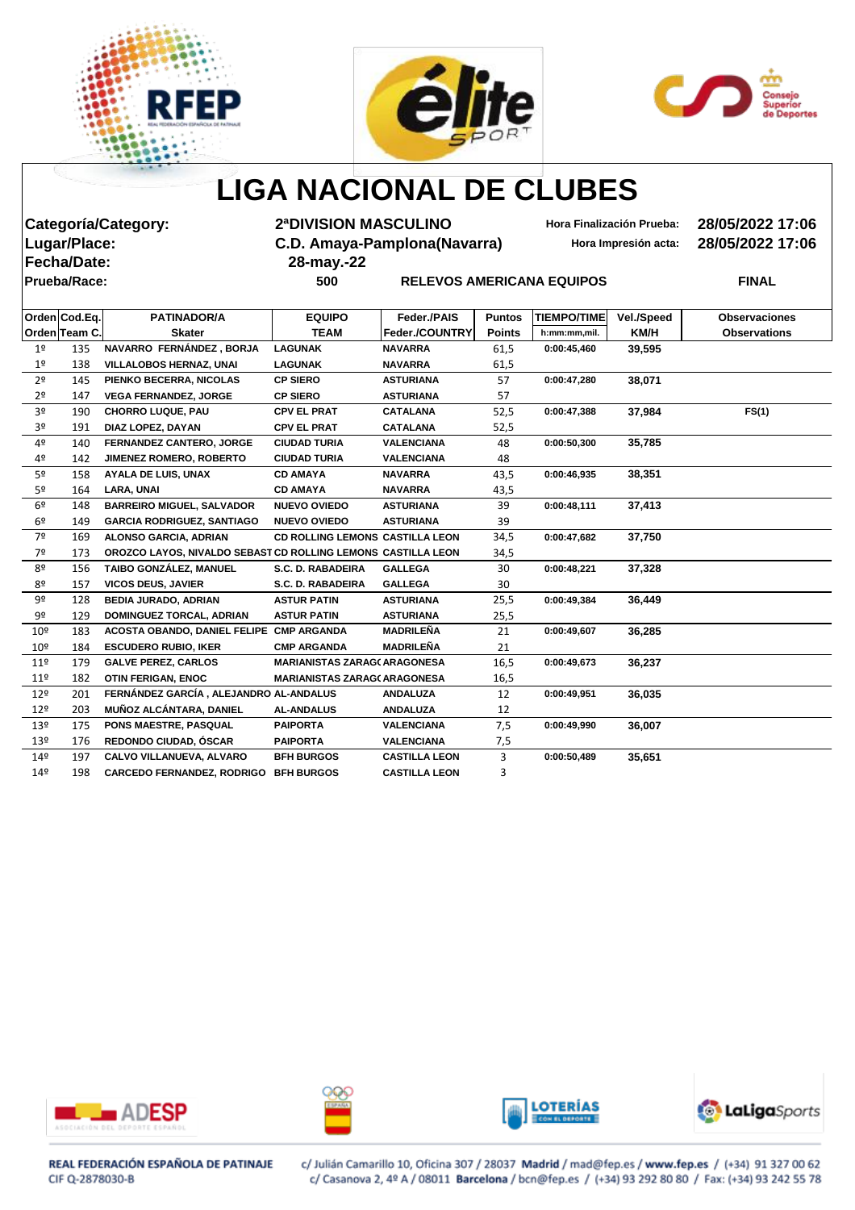# LIGA NACIONAL DE CLUBES

**Categoría/Category:** 2ªDIVISION MASCULINO — **Hora Finalización Prueba:** 28/05/2022 17:06

**Lugar/Place:** C.D. Amaya-Pamplona(Navarra) — **Hora Impresión acta:** 28/05/2022 17:06

**Fecha/Date:** 28-may.-22

**Prueba/Race:** 500 — RELEVOS AMERICANA EQUIPOS — FINAL

| Orden Orden | Cod.Eq. Team C. | PATINADOR/A Skater | EQUIPO TEAM | Feder./PAIS Feder./COUNTRY | Puntos Points | TIEMPO/TIME h:mm:mm,mil. | Vel./Speed KM/H | Observaciones Observations |
|---|---|---|---|---|---|---|---|---|
| 1º | 135 | NAVARRO FERNÁNDEZ , BORJA | LAGUNAK | NAVARRA | 61,5 | 0:00:45,460 | 39,595 | |
| 1º | 138 | VILLALOBOS HERNAZ, UNAI | LAGUNAK | NAVARRA | 61,5 | | | |
| 2º | 145 | PIENKO BECERRA, NICOLAS | CP SIERO | ASTURIANA | 57 | 0:00:47,280 | 38,071 | |
| 2º | 147 | VEGA FERNANDEZ, JORGE | CP SIERO | ASTURIANA | 57 | | | |
| 3º | 190 | CHORRO LUQUE, PAU | CPV EL PRAT | CATALANA | 52,5 | 0:00:47,388 | 37,984 | FS(1) |
| 3º | 191 | DIAZ LOPEZ, DAYAN | CPV EL PRAT | CATALANA | 52,5 | | | |
| 4º | 140 | FERNANDEZ CANTERO, JORGE | CIUDAD TURIA | VALENCIANA | 48 | 0:00:50,300 | 35,785 | |
| 4º | 142 | JIMENEZ ROMERO, ROBERTO | CIUDAD TURIA | VALENCIANA | 48 | | | |
| 5º | 158 | AYALA DE LUIS, UNAX | CD AMAYA | NAVARRA | 43,5 | 0:00:46,935 | 38,351 | |
| 5º | 164 | LARA, UNAI | CD AMAYA | NAVARRA | 43,5 | | | |
| 6º | 148 | BARREIRO MIGUEL, SALVADOR | NUEVO OVIEDO | ASTURIANA | 39 | 0:00:48,111 | 37,413 | |
| 6º | 149 | GARCIA RODRIGUEZ, SANTIAGO | NUEVO OVIEDO | ASTURIANA | 39 | | | |
| 7º | 169 | ALONSO GARCIA, ADRIAN | CD ROLLING LEMONS | CASTILLA LEON | 34,5 | 0:00:47,682 | 37,750 | |
| 7º | 173 | OROZCO LAYOS, NIVALDO SEBAST | CD ROLLING LEMONS | CASTILLA LEON | 34,5 | | | |
| 8º | 156 | TAIBO GONZÁLEZ, MANUEL | S.C. D. RABADEIRA | GALLEGA | 30 | 0:00:48,221 | 37,328 | |
| 8º | 157 | VICOS DEUS, JAVIER | S.C. D. RABADEIRA | GALLEGA | 30 | | | |
| 9º | 128 | BEDIA JURADO, ADRIAN | ASTUR PATIN | ASTURIANA | 25,5 | 0:00:49,384 | 36,449 | |
| 9º | 129 | DOMINGUEZ TORCAL, ADRIAN | ASTUR PATIN | ASTURIANA | 25,5 | | | |
| 10º | 183 | ACOSTA OBANDO, DANIEL FELIPE | CMP ARGANDA | MADRILEÑA | 21 | 0:00:49,607 | 36,285 | |
| 10º | 184 | ESCUDERO RUBIO, IKER | CMP ARGANDA | MADRILEÑA | 21 | | | |
| 11º | 179 | GALVE PEREZ, CARLOS | MARIANISTAS ZARAG( | ARAGONESA | 16,5 | 0:00:49,673 | 36,237 | |
| 11º | 182 | OTIN FERIGAN, ENOC | MARIANISTAS ZARAG( | ARAGONESA | 16,5 | | | |
| 12º | 201 | FERNÁNDEZ GARCÍA , ALEJANDRO | AL-ANDALUS | ANDALUZA | 12 | 0:00:49,951 | 36,035 | |
| 12º | 203 | MUÑOZ ALCÁNTARA, DANIEL | AL-ANDALUS | ANDALUZA | 12 | | | |
| 13º | 175 | PONS MAESTRE, PASQUAL | PAIPORTA | VALENCIANA | 7,5 | 0:00:49,990 | 36,007 | |
| 13º | 176 | REDONDO CIUDAD, ÓSCAR | PAIPORTA | VALENCIANA | 7,5 | | | |
| 14º | 197 | CALVO VILLANUEVA, ALVARO | BFH BURGOS | CASTILLA LEON | 3 | 0:00:50,489 | 35,651 | |
| 14º | 198 | CARCEDO FERNANDEZ, RODRIGO | BFH BURGOS | CASTILLA LEON | 3 | | | |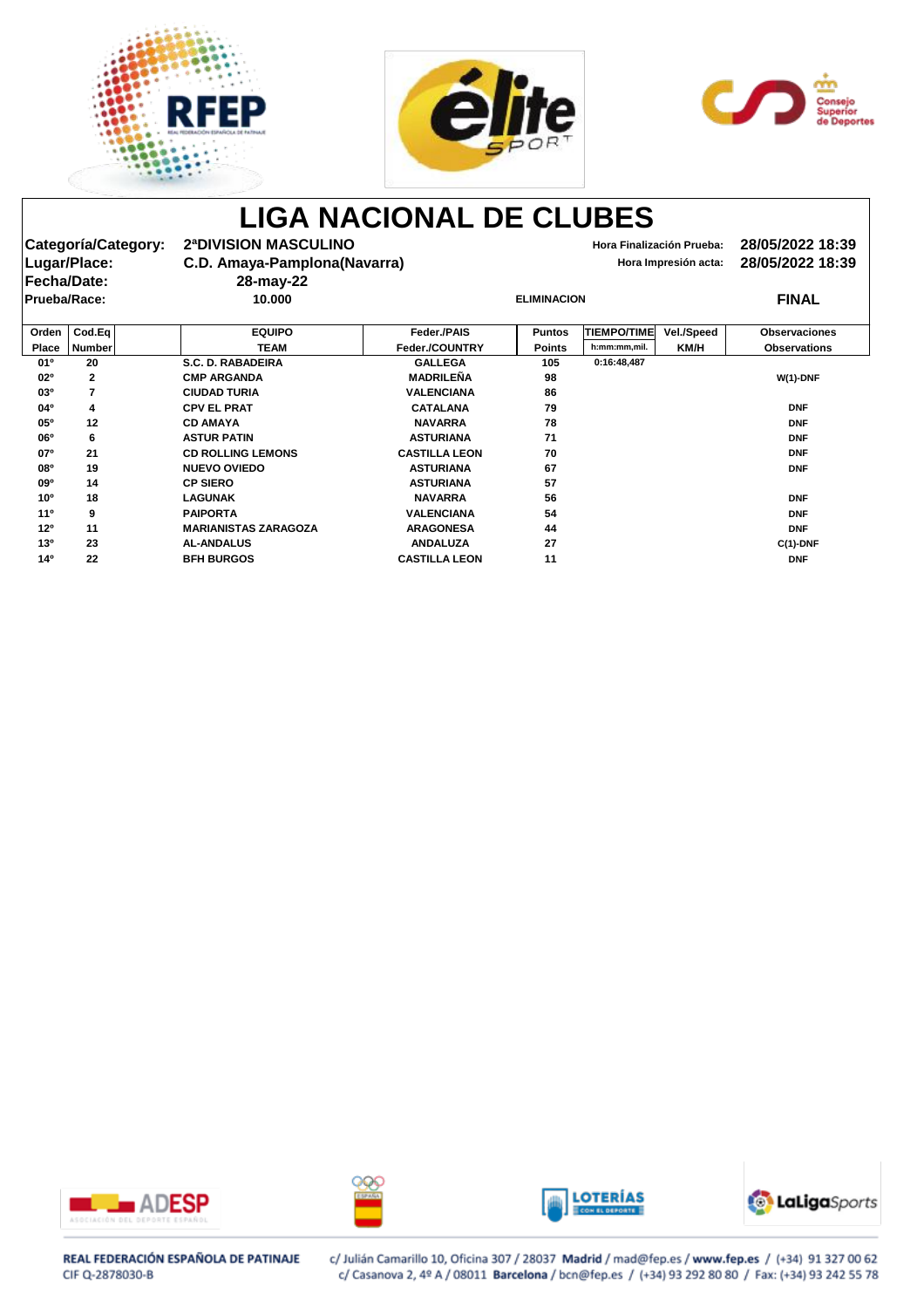# LIGA NACIONAL DE CLUBES

**Categoría/Category:** 2ªDIVISION MASCULINO

**Lugar/Place:** C.D. Amaya-Pamplona(Navarra)

**Fecha/Date:** 28-may-22

**Prueba/Race:** 10.000 ELIMINACION **FINAL**

**Hora Finalización Prueba:** 28/05/2022 18:39

**Hora Impresión acta:** 28/05/2022 18:39

| Orden Place | Cod.Eq Number | EQUIPO TEAM | Feder./PAIS Feder./COUNTRY | Puntos Points | TIEMPO/TIME h:mm:mm,mil. | Vel./Speed KM/H | Observaciones Observations |
|---|---|---|---|---|---|---|---|
| 01º | 20 | S.C. D. RABADEIRA | GALLEGA | 105 | 0:16:48,487 | | |
| 02º | 2 | CMP ARGANDA | MADRILEÑA | 98 | | | W(1)-DNF |
| 03º | 7 | CIUDAD TURIA | VALENCIANA | 86 | | | |
| 04º | 4 | CPV EL PRAT | CATALANA | 79 | | | DNF |
| 05º | 12 | CD AMAYA | NAVARRA | 78 | | | DNF |
| 06º | 6 | ASTUR PATIN | ASTURIANA | 71 | | | DNF |
| 07º | 21 | CD ROLLING LEMONS | CASTILLA LEON | 70 | | | DNF |
| 08º | 19 | NUEVO OVIEDO | ASTURIANA | 67 | | | DNF |
| 09º | 14 | CP SIERO | ASTURIANA | 57 | | | |
| 10º | 18 | LAGUNAK | NAVARRA | 56 | | | DNF |
| 11º | 9 | PAIPORTA | VALENCIANA | 54 | | | DNF |
| 12º | 11 | MARIANISTAS ZARAGOZA | ARAGONESA | 44 | | | DNF |
| 13º | 23 | AL-ANDALUS | ANDALUZA | 27 | | | C(1)-DNF |
| 14º | 22 | BFH BURGOS | CASTILLA LEON | 11 | | | DNF |

REAL FEDERACIÓN ESPAÑOLA DE PATINAJE
CIF Q-2878030-B

c/ Julián Camarillo 10, Oficina 307 / 28037 **Madrid** / mad@fep.es / **www.fep.es** / (+34) 91 327 00 62
c/ Casanova 2, 4º A / 08011 **Barcelona** / bcn@fep.es / (+34) 93 292 80 80 / Fax: (+34) 93 242 55 78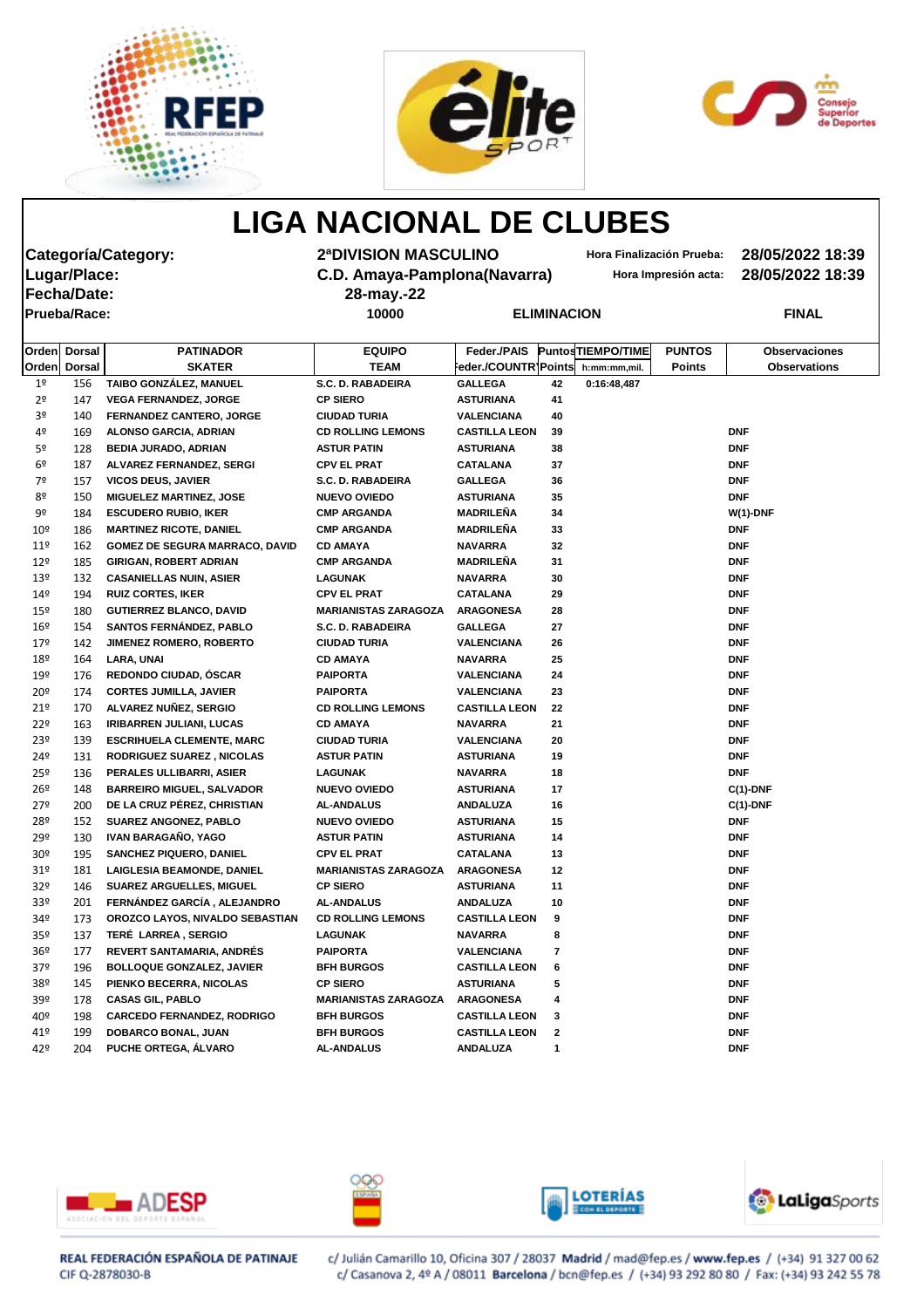# LIGA NACIONAL DE CLUBES

| | | | |
|---|---|---|---|
| **Categoría/Category:** | **2ªDIVISION MASCULINO** | **Hora Finalización Prueba:** | **28/05/2022 18:39** |
| **Lugar/Place:** | **C.D. Amaya-Pamplona(Navarra)** | **Hora Impresión acta:** | **28/05/2022 18:39** |
| **Fecha/Date:** | **28-may.-22** | | |
| **Prueba/Race:** | **10000** | **ELIMINACION** | **FINAL** |

| Orden<br>Orden | Dorsal<br>Dorsal | PATINADOR<br>SKATER | EQUIPO<br>TEAM | Feder./PAIS<br>Feder./COUNTRY | Puntos<br>Points | TIEMPO/TIME<br>h:mm:mm,mil. | PUNTOS<br>Points | Observaciones<br>Observations |
|---|---|---|---|---|---|---|---|---|
| 1º | 156 | TAIBO GONZÁLEZ, MANUEL | S.C. D. RABADEIRA | GALLEGA | 42 | 0:16:48,487 | | |
| 2º | 147 | VEGA FERNANDEZ, JORGE | CP SIERO | ASTURIANA | 41 | | | |
| 3º | 140 | FERNANDEZ CANTERO, JORGE | CIUDAD TURIA | VALENCIANA | 40 | | | |
| 4º | 169 | ALONSO GARCIA, ADRIAN | CD ROLLING LEMONS | CASTILLA LEON | 39 | | | DNF |
| 5º | 128 | BEDIA JURADO, ADRIAN | ASTUR PATIN | ASTURIANA | 38 | | | DNF |
| 6º | 187 | ALVAREZ FERNANDEZ, SERGI | CPV EL PRAT | CATALANA | 37 | | | DNF |
| 7º | 157 | VICOS DEUS, JAVIER | S.C. D. RABADEIRA | GALLEGA | 36 | | | DNF |
| 8º | 150 | MIGUELEZ MARTINEZ, JOSE | NUEVO OVIEDO | ASTURIANA | 35 | | | DNF |
| 9º | 184 | ESCUDERO RUBIO, IKER | CMP ARGANDA | MADRILEÑA | 34 | | | W(1)-DNF |
| 10º | 186 | MARTINEZ RICOTE, DANIEL | CMP ARGANDA | MADRILEÑA | 33 | | | DNF |
| 11º | 162 | GOMEZ DE SEGURA MARRACO, DAVID | CD AMAYA | NAVARRA | 32 | | | DNF |
| 12º | 185 | GIRIGAN, ROBERT ADRIAN | CMP ARGANDA | MADRILEÑA | 31 | | | DNF |
| 13º | 132 | CASANIELLAS NUIN, ASIER | LAGUNAK | NAVARRA | 30 | | | DNF |
| 14º | 194 | RUIZ CORTES, IKER | CPV EL PRAT | CATALANA | 29 | | | DNF |
| 15º | 180 | GUTIERREZ BLANCO, DAVID | MARIANISTAS ZARAGOZA | ARAGONESA | 28 | | | DNF |
| 16º | 154 | SANTOS FERNÁNDEZ, PABLO | S.C. D. RABADEIRA | GALLEGA | 27 | | | DNF |
| 17º | 142 | JIMENEZ ROMERO, ROBERTO | CIUDAD TURIA | VALENCIANA | 26 | | | DNF |
| 18º | 164 | LARA, UNAI | CD AMAYA | NAVARRA | 25 | | | DNF |
| 19º | 176 | REDONDO CIUDAD, ÓSCAR | PAIPORTA | VALENCIANA | 24 | | | DNF |
| 20º | 174 | CORTES JUMILLA, JAVIER | PAIPORTA | VALENCIANA | 23 | | | DNF |
| 21º | 170 | ALVAREZ NUÑEZ, SERGIO | CD ROLLING LEMONS | CASTILLA LEON | 22 | | | DNF |
| 22º | 163 | IRIBARREN JULIANI, LUCAS | CD AMAYA | NAVARRA | 21 | | | DNF |
| 23º | 139 | ESCRIHUELA CLEMENTE, MARC | CIUDAD TURIA | VALENCIANA | 20 | | | DNF |
| 24º | 131 | RODRIGUEZ SUAREZ , NICOLAS | ASTUR PATIN | ASTURIANA | 19 | | | DNF |
| 25º | 136 | PERALES ULLIBARRI, ASIER | LAGUNAK | NAVARRA | 18 | | | DNF |
| 26º | 148 | BARREIRO MIGUEL, SALVADOR | NUEVO OVIEDO | ASTURIANA | 17 | | | C(1)-DNF |
| 27º | 200 | DE LA CRUZ PÉREZ, CHRISTIAN | AL-ANDALUS | ANDALUZA | 16 | | | C(1)-DNF |
| 28º | 152 | SUAREZ ANGONEZ, PABLO | NUEVO OVIEDO | ASTURIANA | 15 | | | DNF |
| 29º | 130 | IVAN BARAGAÑO, YAGO | ASTUR PATIN | ASTURIANA | 14 | | | DNF |
| 30º | 195 | SANCHEZ PIQUERO, DANIEL | CPV EL PRAT | CATALANA | 13 | | | DNF |
| 31º | 181 | LAIGLESIA BEAMONDE, DANIEL | MARIANISTAS ZARAGOZA | ARAGONESA | 12 | | | DNF |
| 32º | 146 | SUAREZ ARGUELLES, MIGUEL | CP SIERO | ASTURIANA | 11 | | | DNF |
| 33º | 201 | FERNÁNDEZ GARCÍA , ALEJANDRO | AL-ANDALUS | ANDALUZA | 10 | | | DNF |
| 34º | 173 | OROZCO LAYOS, NIVALDO SEBASTIAN | CD ROLLING LEMONS | CASTILLA LEON | 9 | | | DNF |
| 35º | 137 | TERÉ LARREA , SERGIO | LAGUNAK | NAVARRA | 8 | | | DNF |
| 36º | 177 | REVERT SANTAMARIA, ANDRÉS | PAIPORTA | VALENCIANA | 7 | | | DNF |
| 37º | 196 | BOLLOQUE GONZALEZ, JAVIER | BFH BURGOS | CASTILLA LEON | 6 | | | DNF |
| 38º | 145 | PIENKO BECERRA, NICOLAS | CP SIERO | ASTURIANA | 5 | | | DNF |
| 39º | 178 | CASAS GIL, PABLO | MARIANISTAS ZARAGOZA | ARAGONESA | 4 | | | DNF |
| 40º | 198 | CARCEDO FERNANDEZ, RODRIGO | BFH BURGOS | CASTILLA LEON | 3 | | | DNF |
| 41º | 199 | DOBARCO BONAL, JUAN | BFH BURGOS | CASTILLA LEON | 2 | | | DNF |
| 42º | 204 | PUCHE ORTEGA, ÁLVARO | AL-ANDALUS | ANDALUZA | 1 | | | DNF |

REAL FEDERACIÓN ESPAÑOLA DE PATINAJE
CIF Q-2878030-B

c/ Julián Camarillo 10, Oficina 307 / 28037 **Madrid** / mad@fep.es / **www.fep.es** / (+34) 91 327 00 62
c/ Casanova 2, 4º A / 08011 **Barcelona** / bcn@fep.es / (+34) 93 292 80 80 / Fax: (+34) 93 242 55 78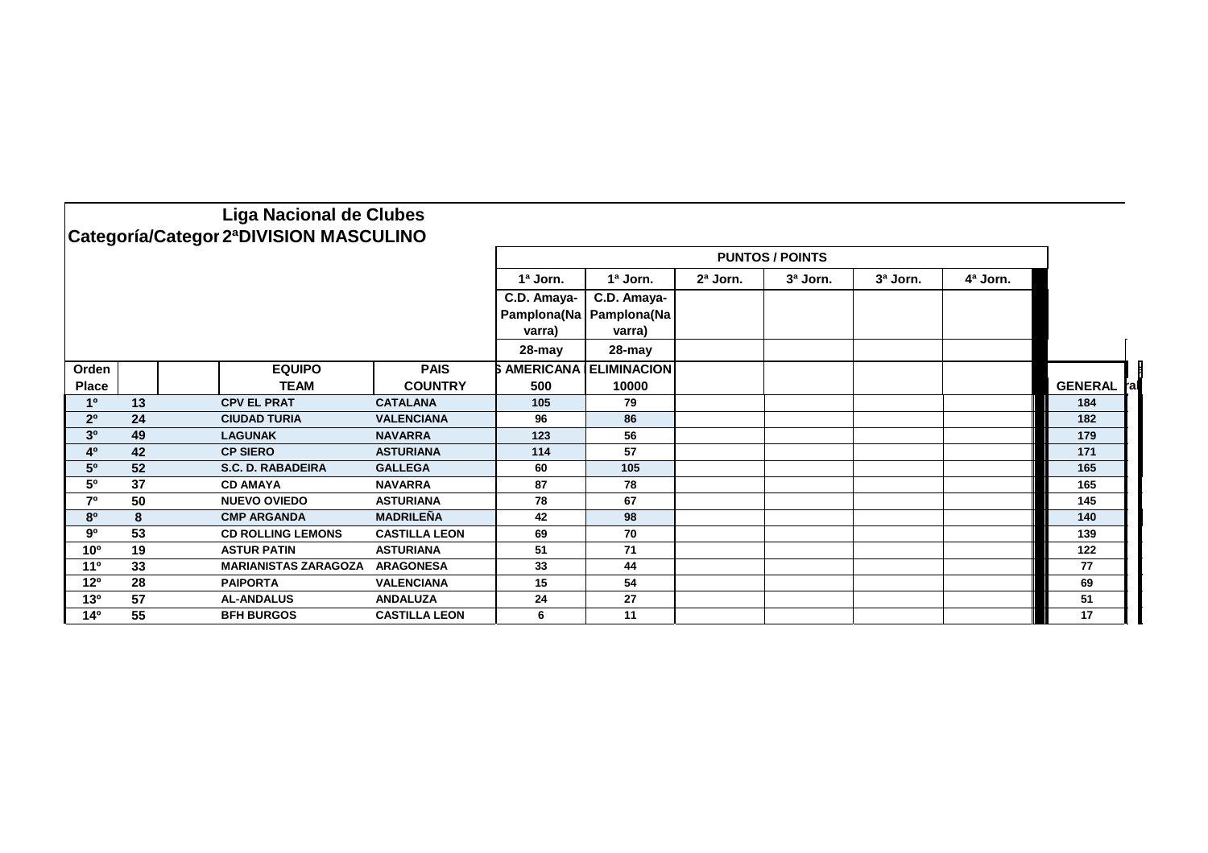# Liga Nacional de Clubes

## Categoría/Categor 2ªDIVISION MASCULINO

| Orden | | | EQUIPO | PAIS | PUNTOS / POINTS | | | | | | GENERAL |
|---|---|---|---|---|---|---|---|---|---|---|---|
| | | | | | 1ª Jorn. | 1ª Jorn. | 2ª Jorn. | 3ª Jorn. | 3ª Jorn. | 4ª Jorn. | |
| | | | | | C.D. Amaya-Pamplona(Navarra) | C.D. Amaya-Pamplona(Navarra) | | | | | |
| | | | | | 28-may | 28-may | | | | | |
| | | | | | S AMERICANA | ELIMINACION | | | | | |
| Place | | | TEAM | COUNTRY | 500 | 10000 | | | | | GENERAL |
| 1º | 13 | | CPV EL PRAT | CATALANA | 105 | 79 | | | | | 184 |
| 2º | 24 | | CIUDAD TURIA | VALENCIANA | 96 | 86 | | | | | 182 |
| 3º | 49 | | LAGUNAK | NAVARRA | 123 | 56 | | | | | 179 |
| 4º | 42 | | CP SIERO | ASTURIANA | 114 | 57 | | | | | 171 |
| 5º | 52 | | S.C. D. RABADEIRA | GALLEGA | 60 | 105 | | | | | 165 |
| 5º | 37 | | CD AMAYA | NAVARRA | 87 | 78 | | | | | 165 |
| 7º | 50 | | NUEVO OVIEDO | ASTURIANA | 78 | 67 | | | | | 145 |
| 8º | 8 | | CMP ARGANDA | MADRILEÑA | 42 | 98 | | | | | 140 |
| 9º | 53 | | CD ROLLING LEMONS | CASTILLA LEON | 69 | 70 | | | | | 139 |
| 10º | 19 | | ASTUR PATIN | ASTURIANA | 51 | 71 | | | | | 122 |
| 11º | 33 | | MARIANISTAS ZARAGOZA | ARAGONESA | 33 | 44 | | | | | 77 |
| 12º | 28 | | PAIPORTA | VALENCIANA | 15 | 54 | | | | | 69 |
| 13º | 57 | | AL-ANDALUS | ANDALUZA | 24 | 27 | | | | | 51 |
| 14º | 55 | | BFH BURGOS | CASTILLA LEON | 6 | 11 | | | | | 17 |